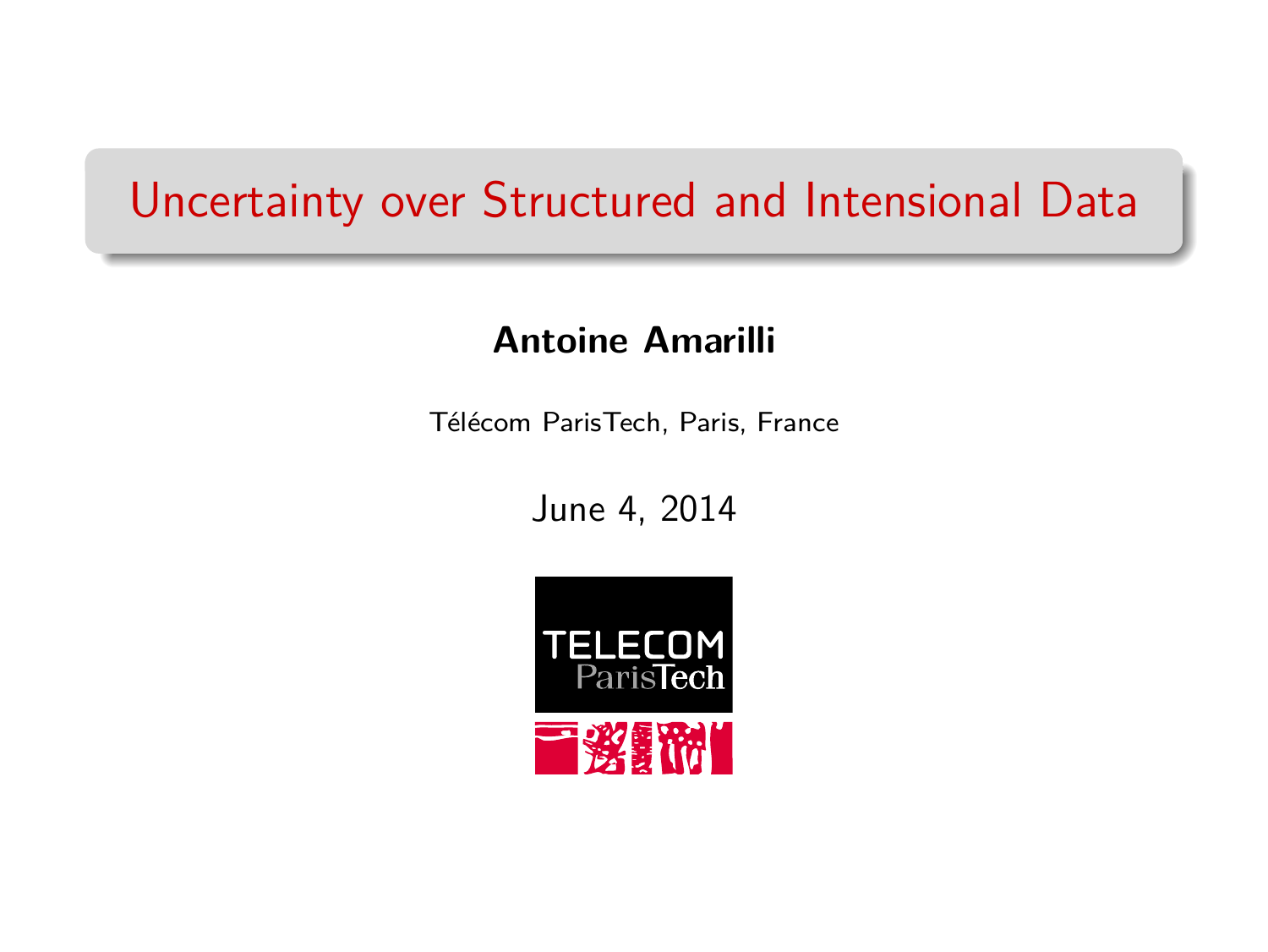# Uncertainty over Structured and Intensional Data

**Antoine Amarilli**

Télécom ParisTech, Paris, France

June 4, 2014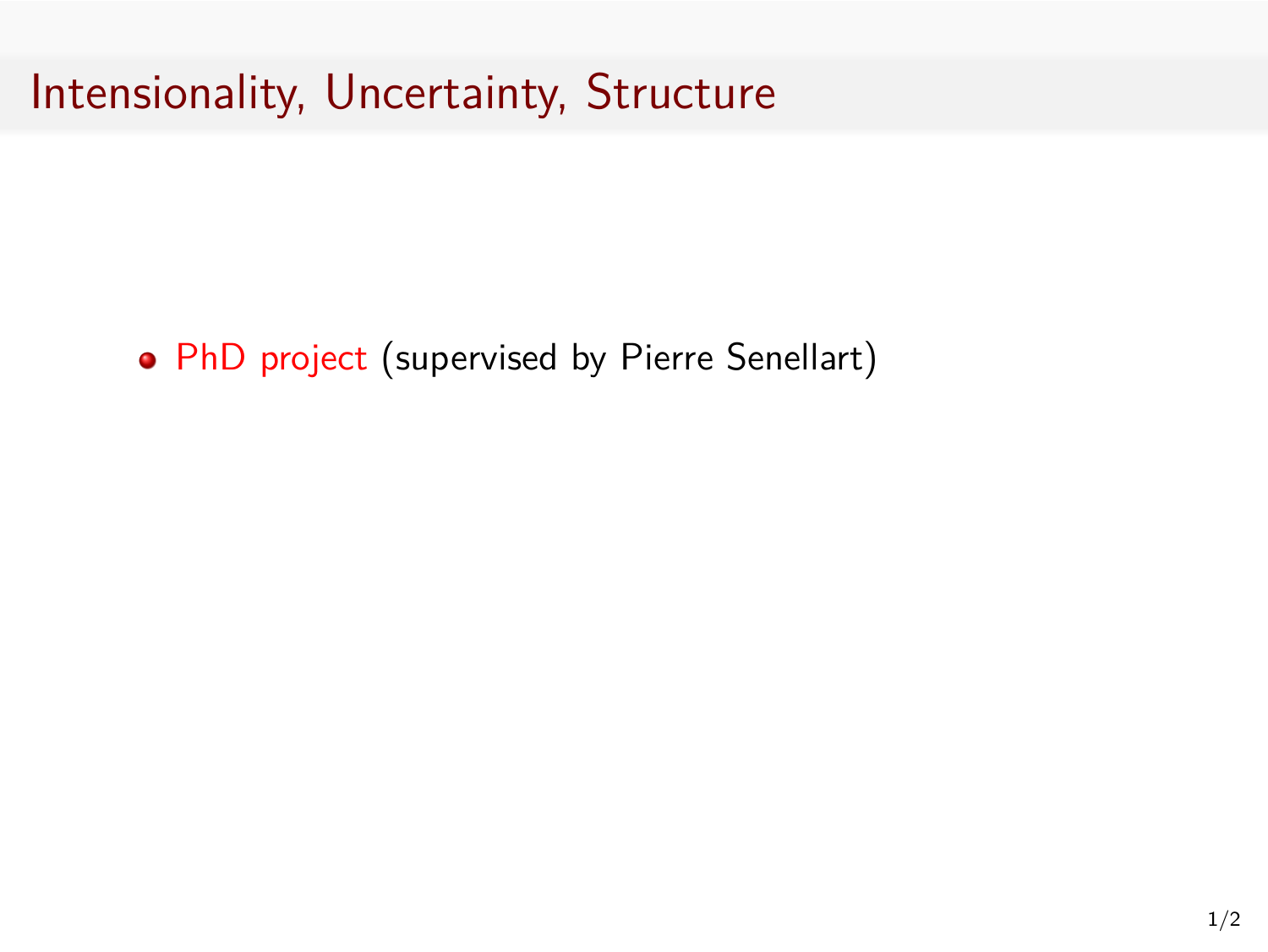# Intensionality, Uncertainty, Structure

- PhD project (supervised by Pierre Senellart)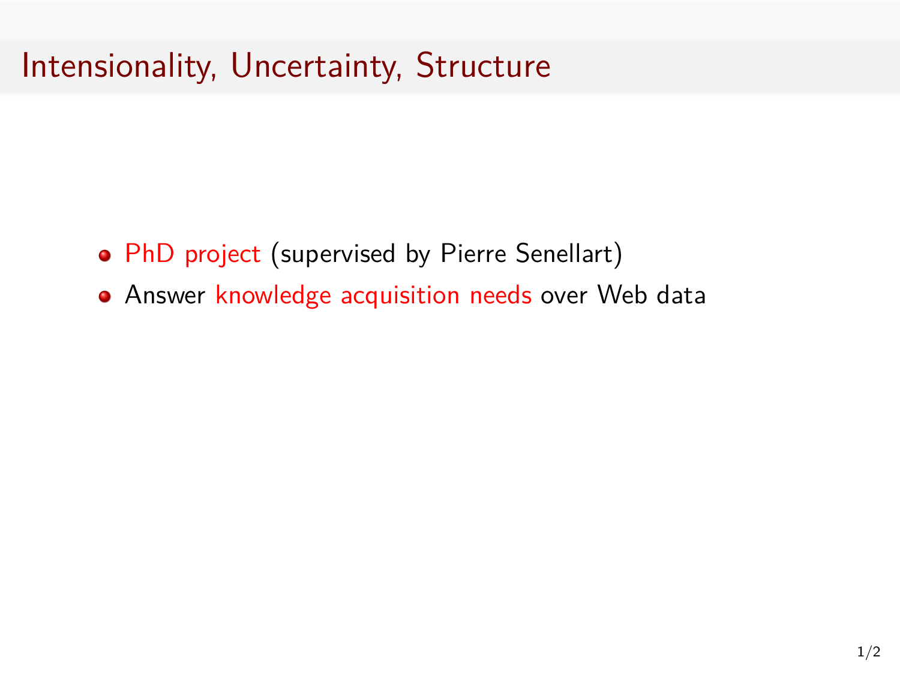# Intensionality, Uncertainty, Structure

- PhD project (supervised by Pierre Senellart)
- Answer knowledge acquisition needs over Web data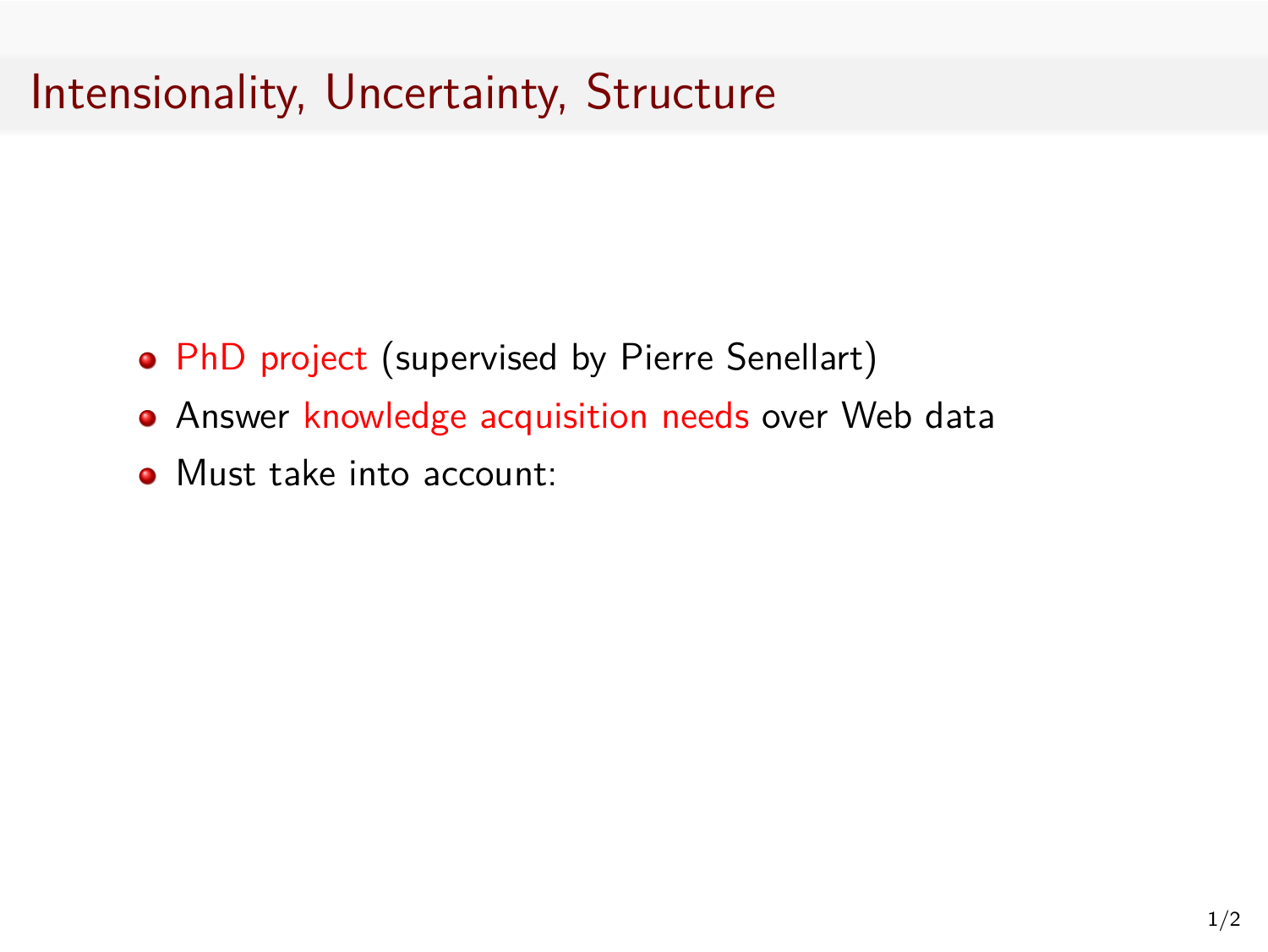# Intensionality, Uncertainty, Structure

- PhD project (supervised by Pierre Senellart)
- Answer knowledge acquisition needs over Web data
- Must take into account: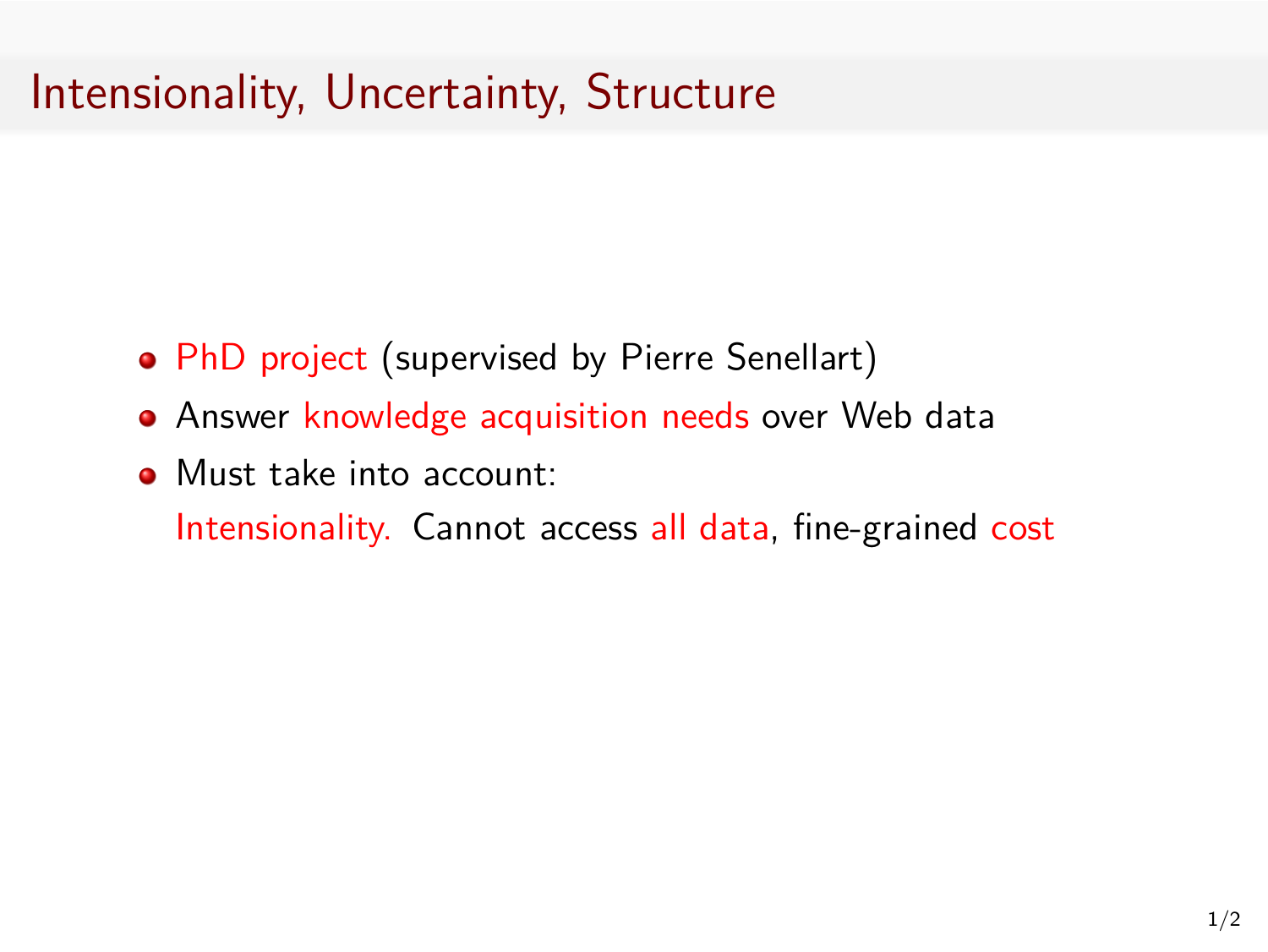# Intensionality, Uncertainty, Structure

- PhD project (supervised by Pierre Senellart)
- Answer knowledge acquisition needs over Web data
- Must take into account:

  Intensionality. Cannot access all data, fine-grained cost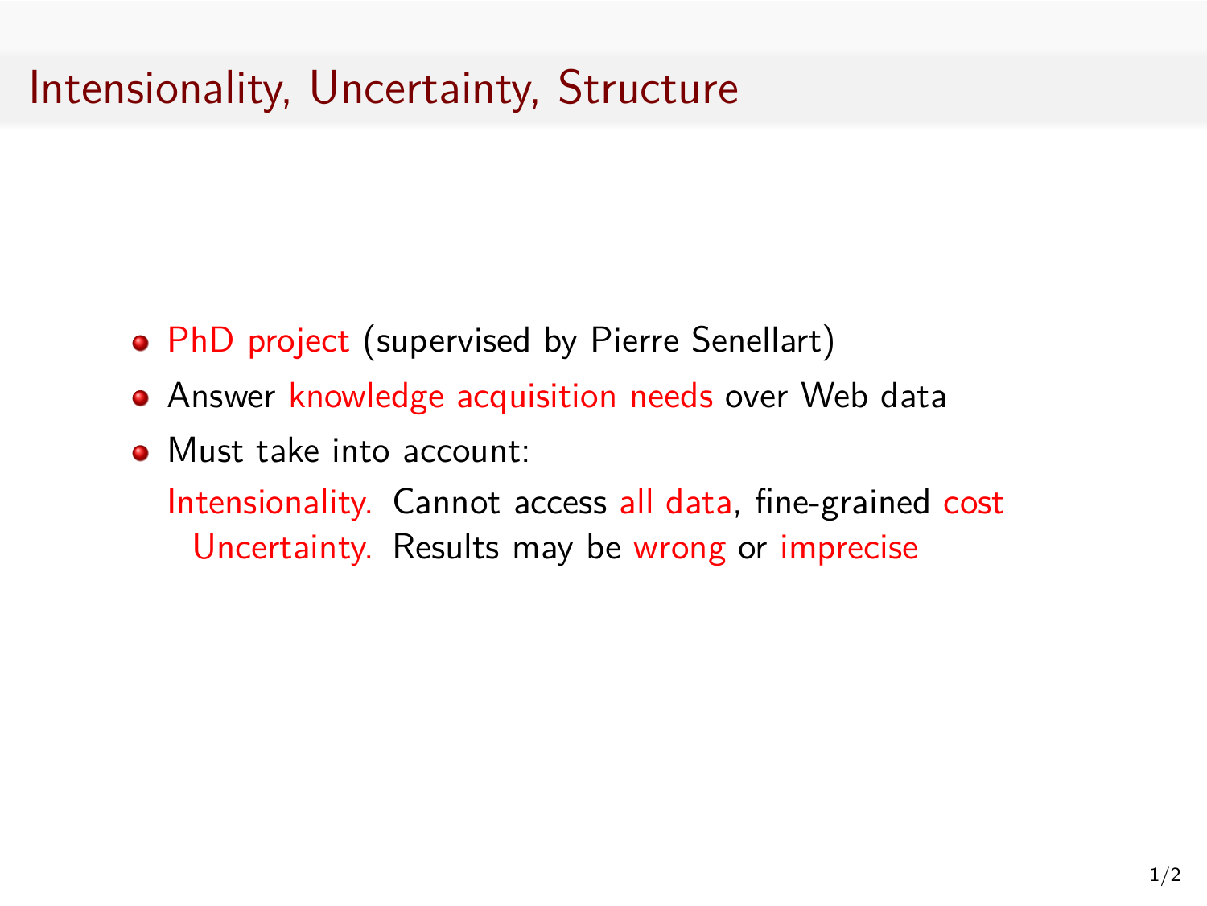# Intensionality, Uncertainty, Structure

- PhD project (supervised by Pierre Senellart)
- Answer knowledge acquisition needs over Web data
- Must take into account:

  Intensionality. Cannot access all data, fine-grained cost

  Uncertainty. Results may be wrong or imprecise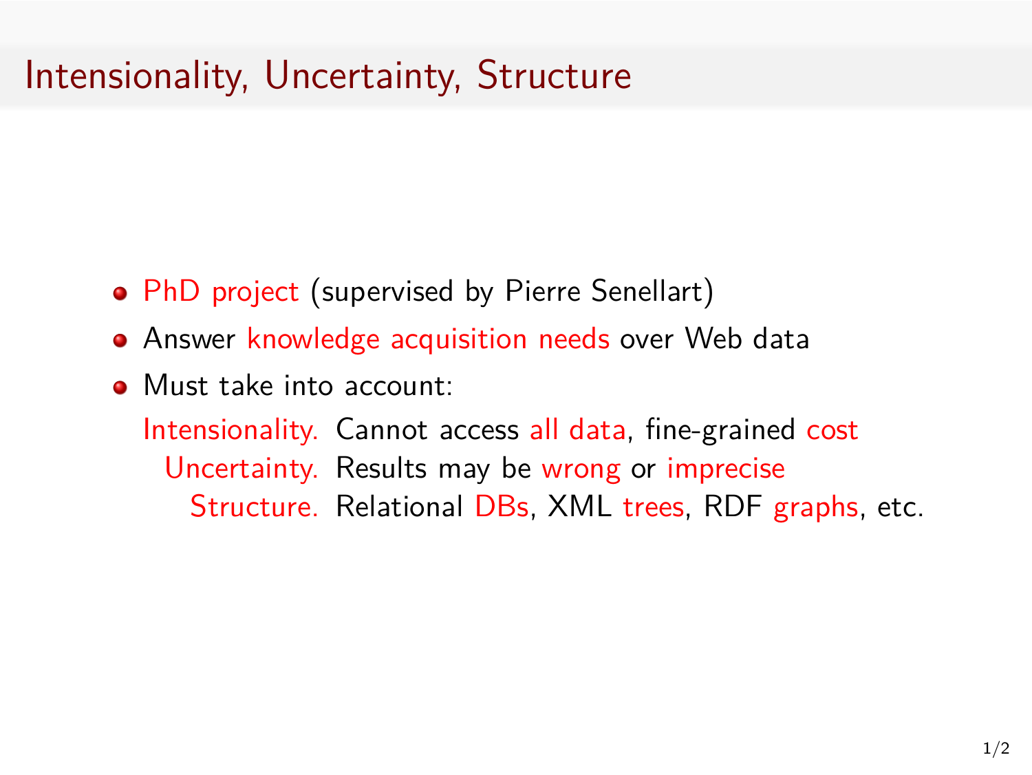# Intensionality, Uncertainty, Structure

- PhD project (supervised by Pierre Senellart)
- Answer knowledge acquisition needs over Web data
- Must take into account:

  **Intensionality.** Cannot access all data, fine-grained cost

  **Uncertainty.** Results may be wrong or imprecise

  **Structure.** Relational DBs, XML trees, RDF graphs, etc.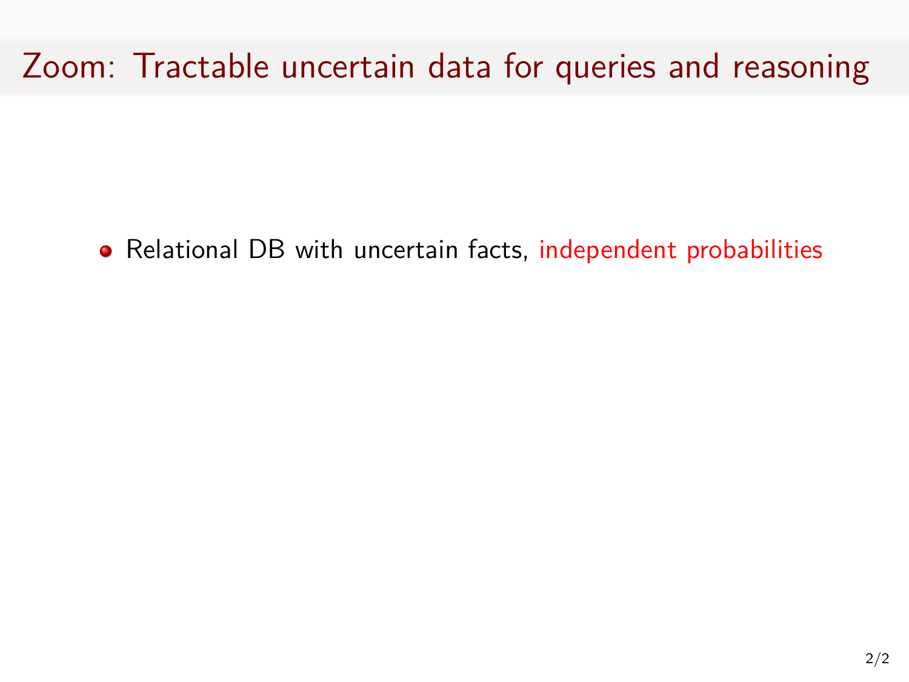# Zoom: Tractable uncertain data for queries and reasoning

- Relational DB with uncertain facts, independent probabilities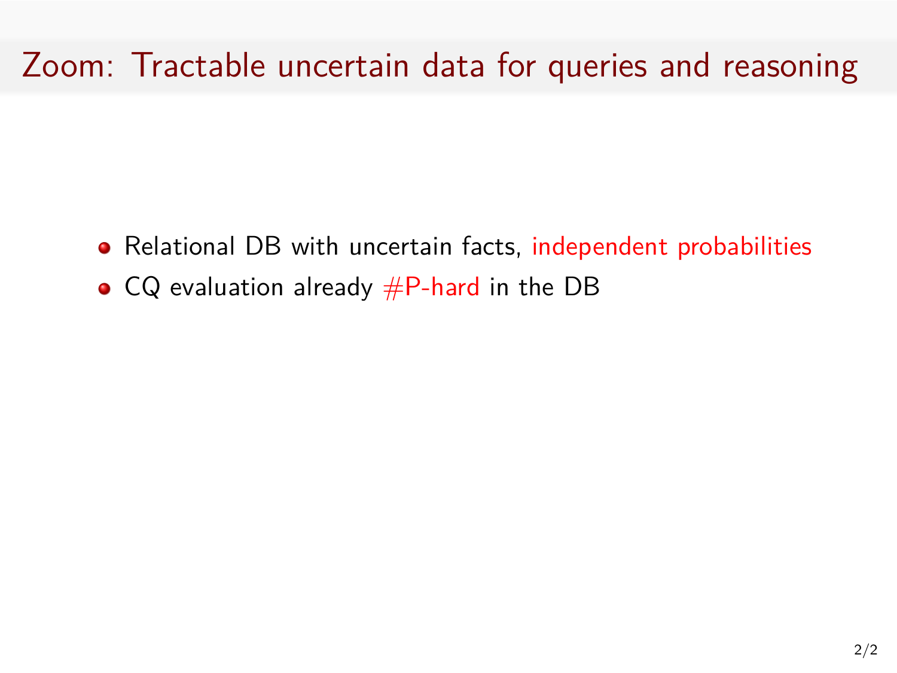# Zoom: Tractable uncertain data for queries and reasoning

- Relational DB with uncertain facts, independent probabilities
- CQ evaluation already #P-hard in the DB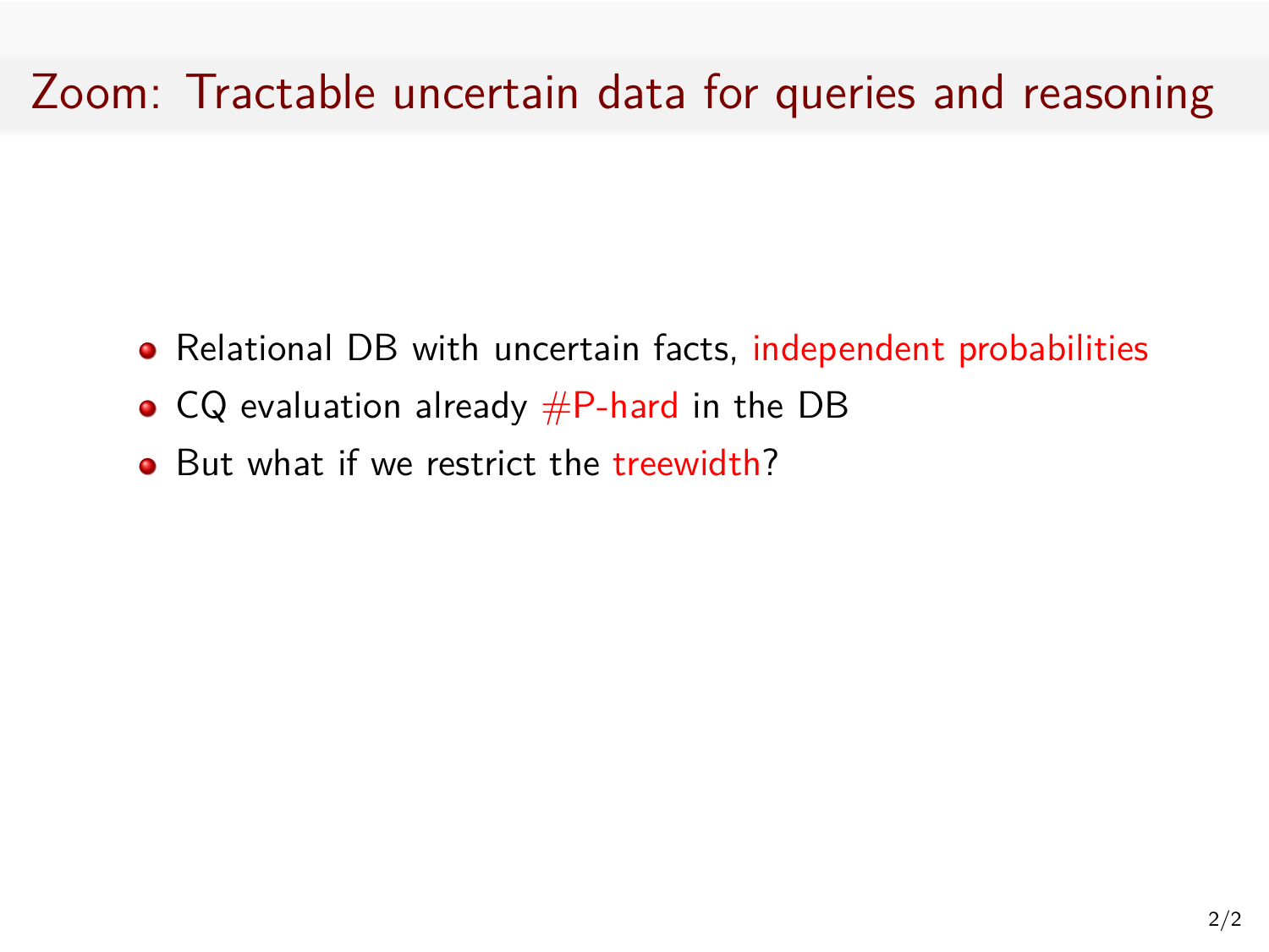# Zoom: Tractable uncertain data for queries and reasoning

- Relational DB with uncertain facts, independent probabilities
- CQ evaluation already #P-hard in the DB
- But what if we restrict the treewidth?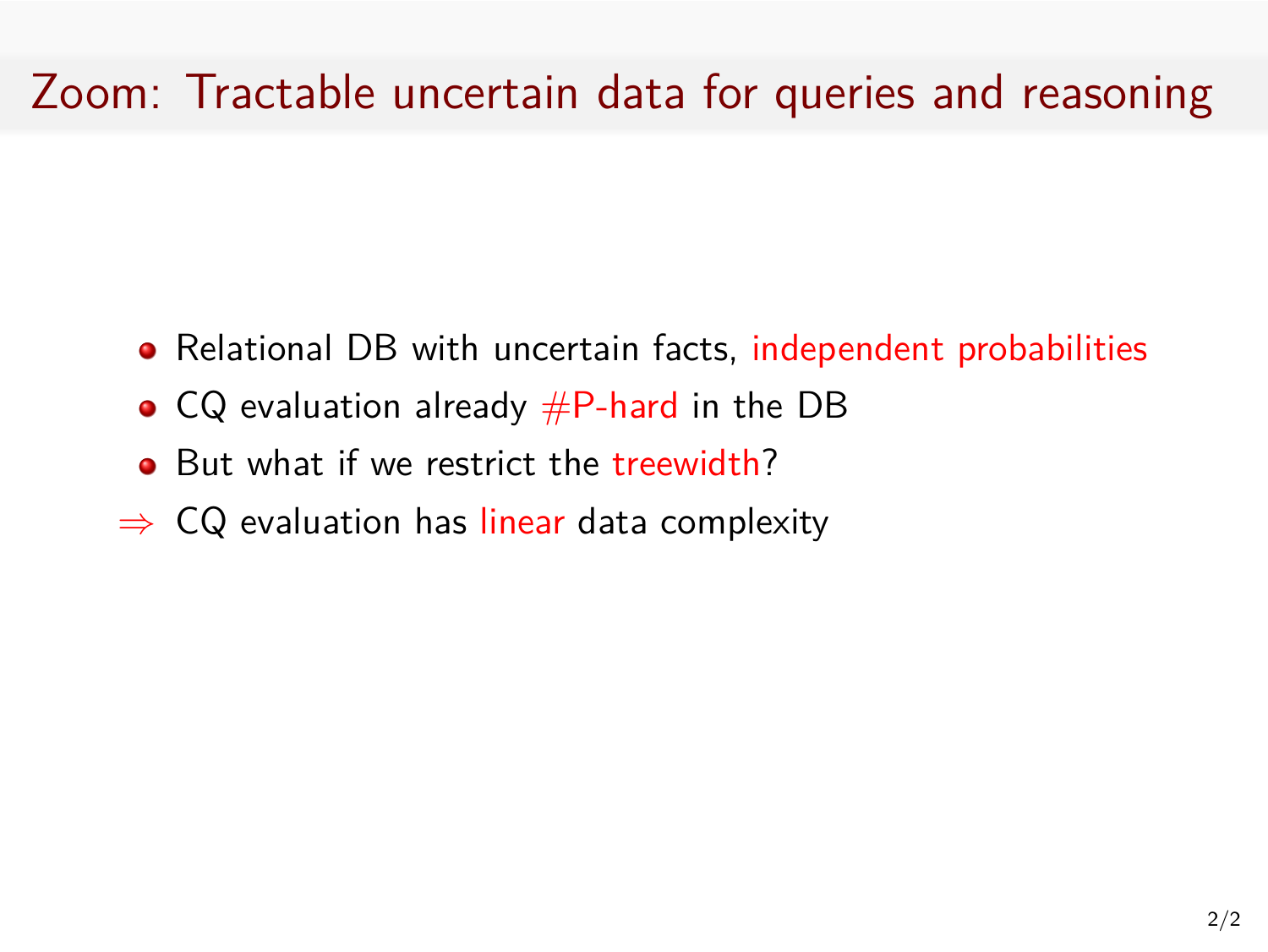# Zoom: Tractable uncertain data for queries and reasoning

- Relational DB with uncertain facts, independent probabilities
- CQ evaluation already #P-hard in the DB
- But what if we restrict the treewidth?

$\Rightarrow$ CQ evaluation has linear data complexity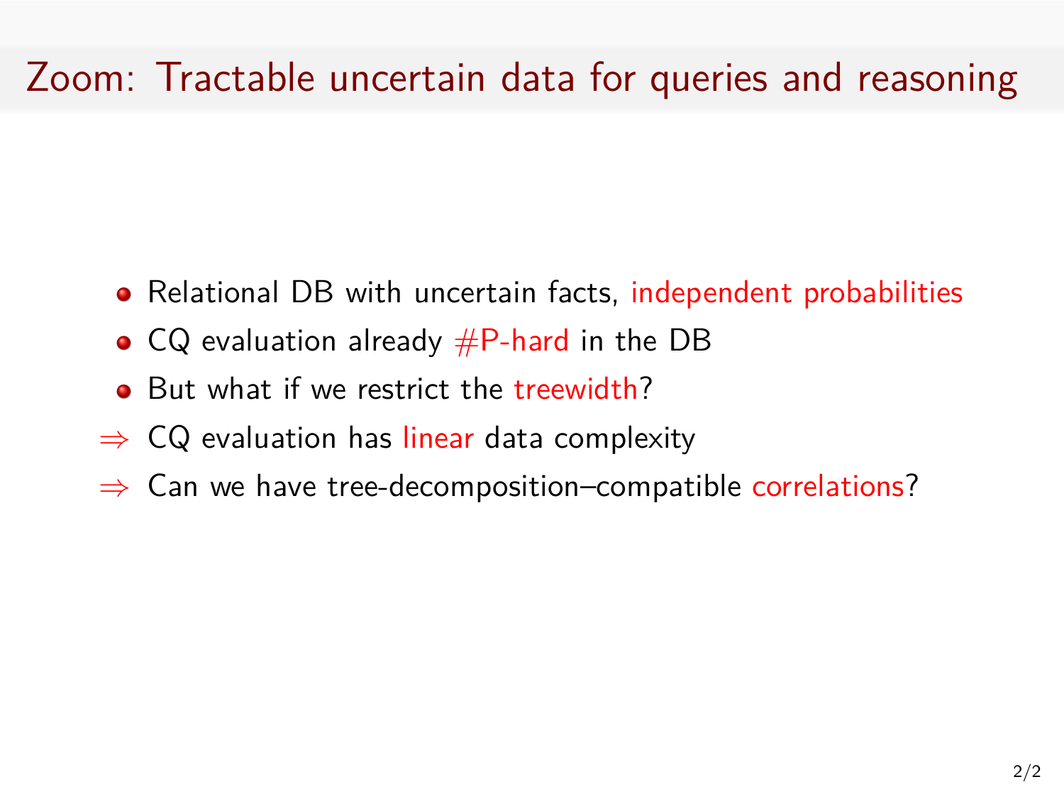# Zoom: Tractable uncertain data for queries and reasoning

- Relational DB with uncertain facts, independent probabilities
- CQ evaluation already #P-hard in the DB
- But what if we restrict the treewidth?

$\Rightarrow$ CQ evaluation has linear data complexity

$\Rightarrow$ Can we have tree-decomposition–compatible correlations?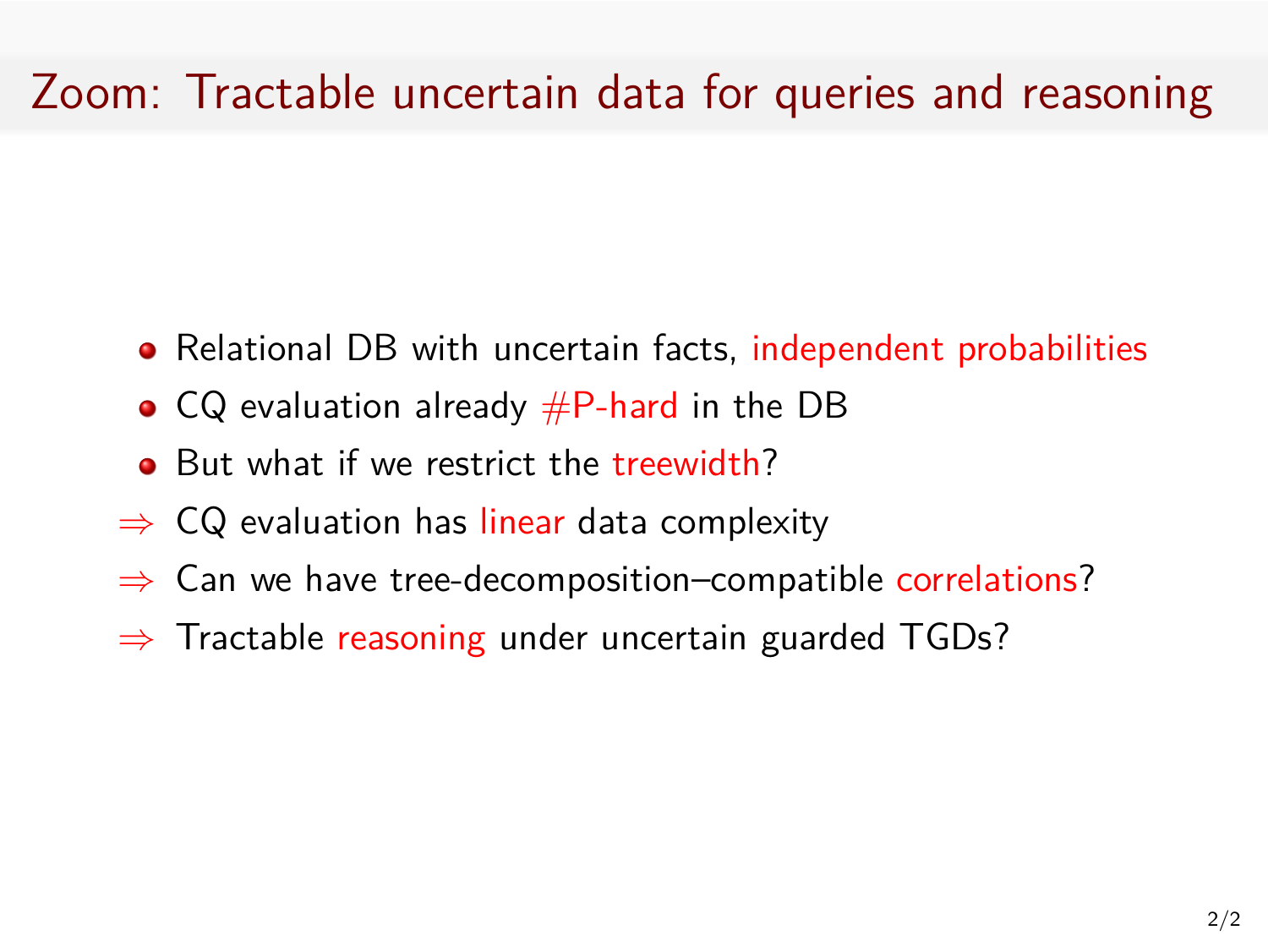# Zoom: Tractable uncertain data for queries and reasoning

- Relational DB with uncertain facts, independent probabilities
- CQ evaluation already #P-hard in the DB
- But what if we restrict the treewidth?

$\Rightarrow$ CQ evaluation has linear data complexity

$\Rightarrow$ Can we have tree-decomposition–compatible correlations?

$\Rightarrow$ Tractable reasoning under uncertain guarded TGDs?